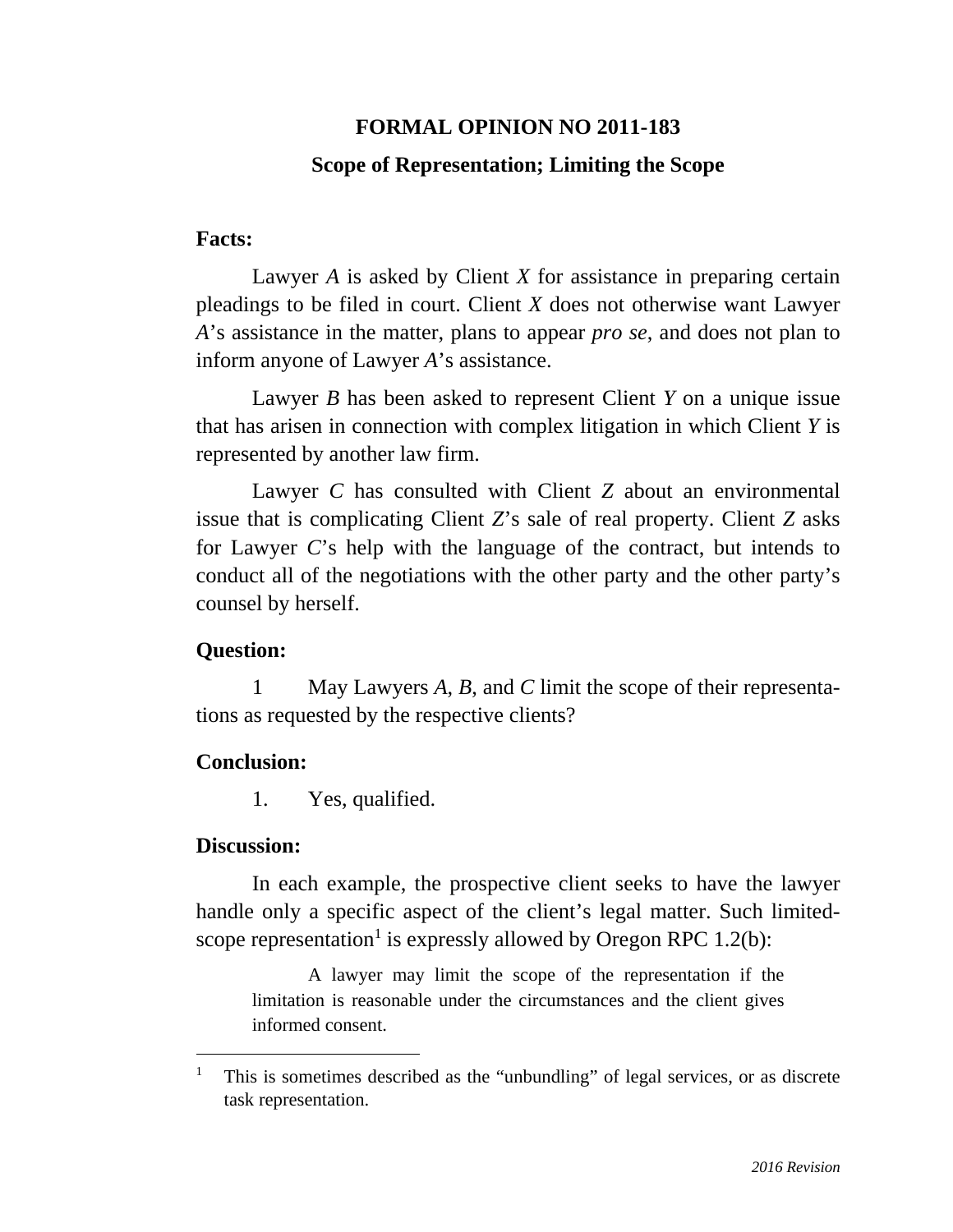# FORMAL OPINION NO 2011-183

## Scope of Representation; Limiting the Scope

**Facts:**

Lawyer *A* is asked by Client *X* for assistance in preparing certain pleadings to be filed in court. Client *X* does not otherwise want Lawyer *A*'s assistance in the matter, plans to appear *pro se*, and does not plan to inform anyone of Lawyer *A*'s assistance.

Lawyer *B* has been asked to represent Client *Y* on a unique issue that has arisen in connection with complex litigation in which Client *Y* is represented by another law firm.

Lawyer *C* has consulted with Client *Z* about an environmental issue that is complicating Client *Z*'s sale of real property. Client *Z* asks for Lawyer *C*'s help with the language of the contract, but intends to conduct all of the negotiations with the other party and the other party's counsel by herself.

**Question:**

1 May Lawyers *A*, *B*, and *C* limit the scope of their representations as requested by the respective clients?

**Conclusion:**

1. Yes, qualified.

**Discussion:**

In each example, the prospective client seeks to have the lawyer handle only a specific aspect of the client's legal matter. Such limited-scope representation[1] is expressly allowed by Oregon RPC 1.2(b):

> A lawyer may limit the scope of the representation if the limitation is reasonable under the circumstances and the client gives informed consent.

---

[1] This is sometimes described as the "unbundling" of legal services, or as discrete task representation.

*2016 Revision*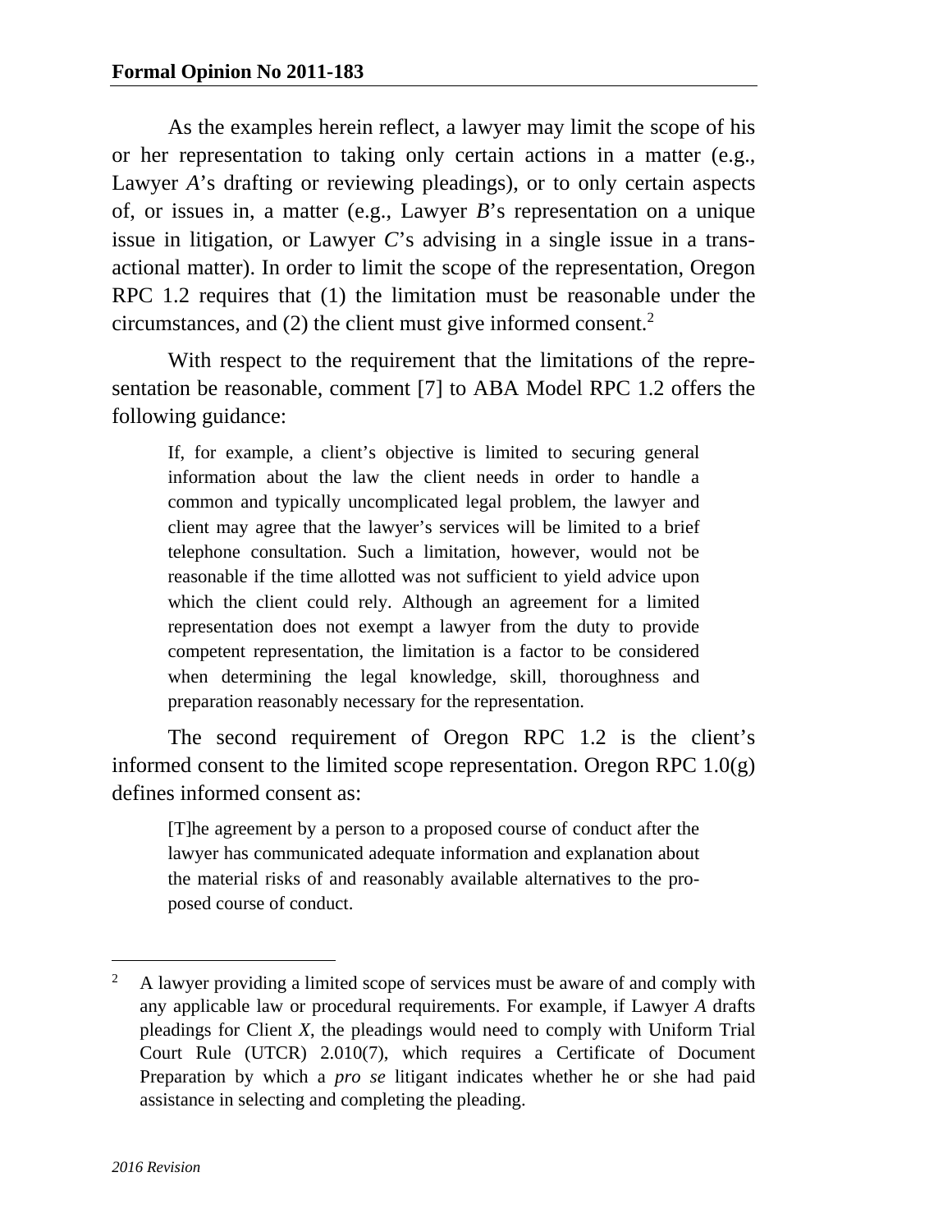As the examples herein reflect, a lawyer may limit the scope of his or her representation to taking only certain actions in a matter (e.g., Lawyer *A*'s drafting or reviewing pleadings), or to only certain aspects of, or issues in, a matter (e.g., Lawyer *B*'s representation on a unique issue in litigation, or Lawyer *C*'s advising in a single issue in a transactional matter). In order to limit the scope of the representation, Oregon RPC 1.2 requires that (1) the limitation must be reasonable under the circumstances, and (2) the client must give informed consent.[2]

With respect to the requirement that the limitations of the representation be reasonable, comment [7] to ABA Model RPC 1.2 offers the following guidance:

> If, for example, a client's objective is limited to securing general information about the law the client needs in order to handle a common and typically uncomplicated legal problem, the lawyer and client may agree that the lawyer's services will be limited to a brief telephone consultation. Such a limitation, however, would not be reasonable if the time allotted was not sufficient to yield advice upon which the client could rely. Although an agreement for a limited representation does not exempt a lawyer from the duty to provide competent representation, the limitation is a factor to be considered when determining the legal knowledge, skill, thoroughness and preparation reasonably necessary for the representation.

The second requirement of Oregon RPC 1.2 is the client's informed consent to the limited scope representation. Oregon RPC 1.0(g) defines informed consent as:

> [T]he agreement by a person to a proposed course of conduct after the lawyer has communicated adequate information and explanation about the material risks of and reasonably available alternatives to the proposed course of conduct.

---

[2] A lawyer providing a limited scope of services must be aware of and comply with any applicable law or procedural requirements. For example, if Lawyer *A* drafts pleadings for Client *X*, the pleadings would need to comply with Uniform Trial Court Rule (UTCR) 2.010(7), which requires a Certificate of Document Preparation by which a *pro se* litigant indicates whether he or she had paid assistance in selecting and completing the pleading.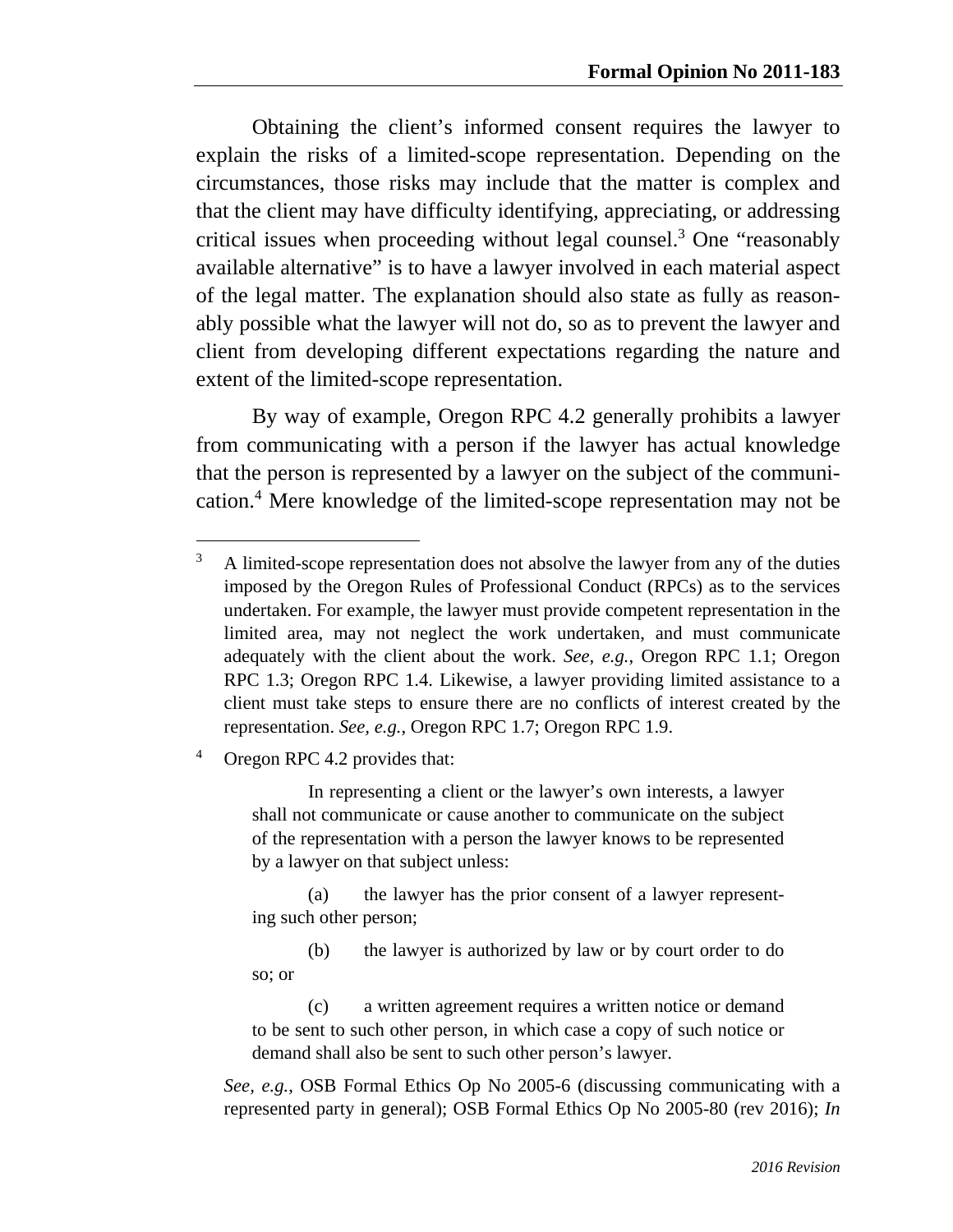Obtaining the client's informed consent requires the lawyer to explain the risks of a limited-scope representation. Depending on the circumstances, those risks may include that the matter is complex and that the client may have difficulty identifying, appreciating, or addressing critical issues when proceeding without legal counsel.[3] One "reasonably available alternative" is to have a lawyer involved in each material aspect of the legal matter. The explanation should also state as fully as reasonably possible what the lawyer will not do, so as to prevent the lawyer and client from developing different expectations regarding the nature and extent of the limited-scope representation.

By way of example, Oregon RPC 4.2 generally prohibits a lawyer from communicating with a person if the lawyer has actual knowledge that the person is represented by a lawyer on the subject of the communication.[4] Mere knowledge of the limited-scope representation may not be

---

[3] A limited-scope representation does not absolve the lawyer from any of the duties imposed by the Oregon Rules of Professional Conduct (RPCs) as to the services undertaken. For example, the lawyer must provide competent representation in the limited area, may not neglect the work undertaken, and must communicate adequately with the client about the work. *See, e.g.*, Oregon RPC 1.1; Oregon RPC 1.3; Oregon RPC 1.4. Likewise, a lawyer providing limited assistance to a client must take steps to ensure there are no conflicts of interest created by the representation. *See, e.g.*, Oregon RPC 1.7; Oregon RPC 1.9.

[4] Oregon RPC 4.2 provides that:

> In representing a client or the lawyer's own interests, a lawyer shall not communicate or cause another to communicate on the subject of the representation with a person the lawyer knows to be represented by a lawyer on that subject unless:
>
> (a) the lawyer has the prior consent of a lawyer representing such other person;
>
> (b) the lawyer is authorized by law or by court order to do so; or
>
> (c) a written agreement requires a written notice or demand to be sent to such other person, in which case a copy of such notice or demand shall also be sent to such other person's lawyer.

*See, e.g.*, OSB Formal Ethics Op No 2005-6 (discussing communicating with a represented party in general); OSB Formal Ethics Op No 2005-80 (rev 2016); *In*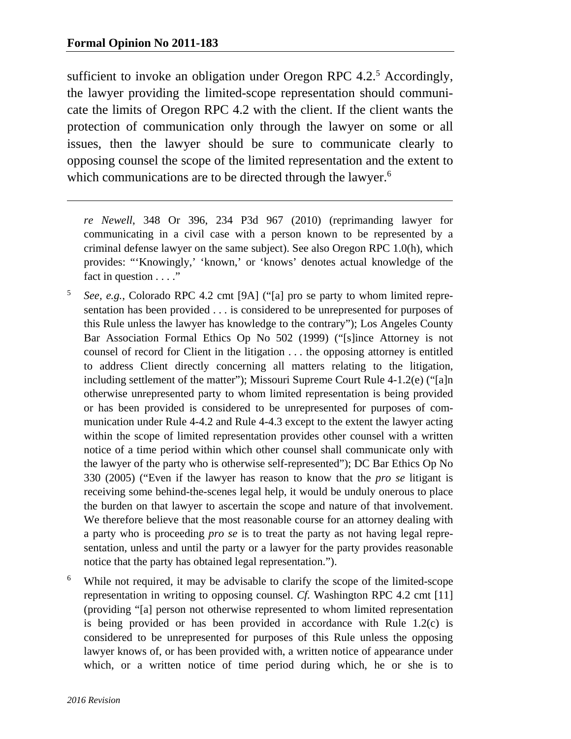sufficient to invoke an obligation under Oregon RPC 4.2.[5] Accordingly, the lawyer providing the limited-scope representation should communicate the limits of Oregon RPC 4.2 with the client. If the client wants the protection of communication only through the lawyer on some or all issues, then the lawyer should be sure to communicate clearly to opposing counsel the scope of the limited representation and the extent to which communications are to be directed through the lawyer.[6]

---

*re Newell*, 348 Or 396, 234 P3d 967 (2010) (reprimanding lawyer for communicating in a civil case with a person known to be represented by a criminal defense lawyer on the same subject). See also Oregon RPC 1.0(h), which provides: "'Knowingly,' 'known,' or 'knows' denotes actual knowledge of the fact in question . . . ."

[5] *See, e.g.*, Colorado RPC 4.2 cmt [9A] ("[a] pro se party to whom limited representation has been provided . . . is considered to be unrepresented for purposes of this Rule unless the lawyer has knowledge to the contrary"); Los Angeles County Bar Association Formal Ethics Op No 502 (1999) ("[s]ince Attorney is not counsel of record for Client in the litigation . . . the opposing attorney is entitled to address Client directly concerning all matters relating to the litigation, including settlement of the matter"); Missouri Supreme Court Rule 4-1.2(e) ("[a]n otherwise unrepresented party to whom limited representation is being provided or has been provided is considered to be unrepresented for purposes of communication under Rule 4-4.2 and Rule 4-4.3 except to the extent the lawyer acting within the scope of limited representation provides other counsel with a written notice of a time period within which other counsel shall communicate only with the lawyer of the party who is otherwise self-represented"); DC Bar Ethics Op No 330 (2005) ("Even if the lawyer has reason to know that the *pro se* litigant is receiving some behind-the-scenes legal help, it would be unduly onerous to place the burden on that lawyer to ascertain the scope and nature of that involvement. We therefore believe that the most reasonable course for an attorney dealing with a party who is proceeding *pro se* is to treat the party as not having legal representation, unless and until the party or a lawyer for the party provides reasonable notice that the party has obtained legal representation.").

[6] While not required, it may be advisable to clarify the scope of the limited-scope representation in writing to opposing counsel. *Cf.* Washington RPC 4.2 cmt [11] (providing "[a] person not otherwise represented to whom limited representation is being provided or has been provided in accordance with Rule 1.2(c) is considered to be unrepresented for purposes of this Rule unless the opposing lawyer knows of, or has been provided with, a written notice of appearance under which, or a written notice of time period during which, he or she is to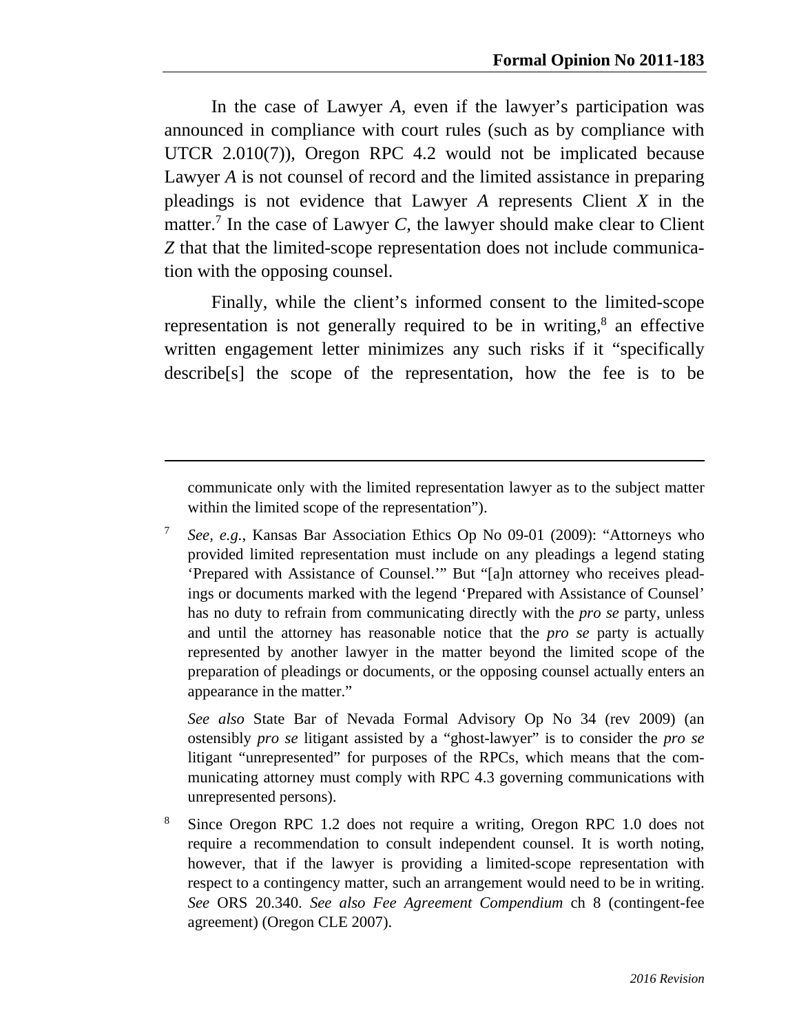In the case of Lawyer *A*, even if the lawyer's participation was announced in compliance with court rules (such as by compliance with UTCR 2.010(7)), Oregon RPC 4.2 would not be implicated because Lawyer *A* is not counsel of record and the limited assistance in preparing pleadings is not evidence that Lawyer *A* represents Client *X* in the matter.[7] In the case of Lawyer *C*, the lawyer should make clear to Client *Z* that that the limited-scope representation does not include communication with the opposing counsel.

Finally, while the client's informed consent to the limited-scope representation is not generally required to be in writing,[8] an effective written engagement letter minimizes any such risks if it "specifically describe[s] the scope of the representation, how the fee is to be

---

communicate only with the limited representation lawyer as to the subject matter within the limited scope of the representation").

[7] *See, e.g.*, Kansas Bar Association Ethics Op No 09-01 (2009): "Attorneys who provided limited representation must include on any pleadings a legend stating 'Prepared with Assistance of Counsel.'" But "[a]n attorney who receives pleadings or documents marked with the legend 'Prepared with Assistance of Counsel' has no duty to refrain from communicating directly with the *pro se* party, unless and until the attorney has reasonable notice that the *pro se* party is actually represented by another lawyer in the matter beyond the limited scope of the preparation of pleadings or documents, or the opposing counsel actually enters an appearance in the matter."

*See also* State Bar of Nevada Formal Advisory Op No 34 (rev 2009) (an ostensibly *pro se* litigant assisted by a "ghost-lawyer" is to consider the *pro se* litigant "unrepresented" for purposes of the RPCs, which means that the communicating attorney must comply with RPC 4.3 governing communications with unrepresented persons).

[8] Since Oregon RPC 1.2 does not require a writing, Oregon RPC 1.0 does not require a recommendation to consult independent counsel. It is worth noting, however, that if the lawyer is providing a limited-scope representation with respect to a contingency matter, such an arrangement would need to be in writing. *See* ORS 20.340. *See also Fee Agreement Compendium* ch 8 (contingent-fee agreement) (Oregon CLE 2007).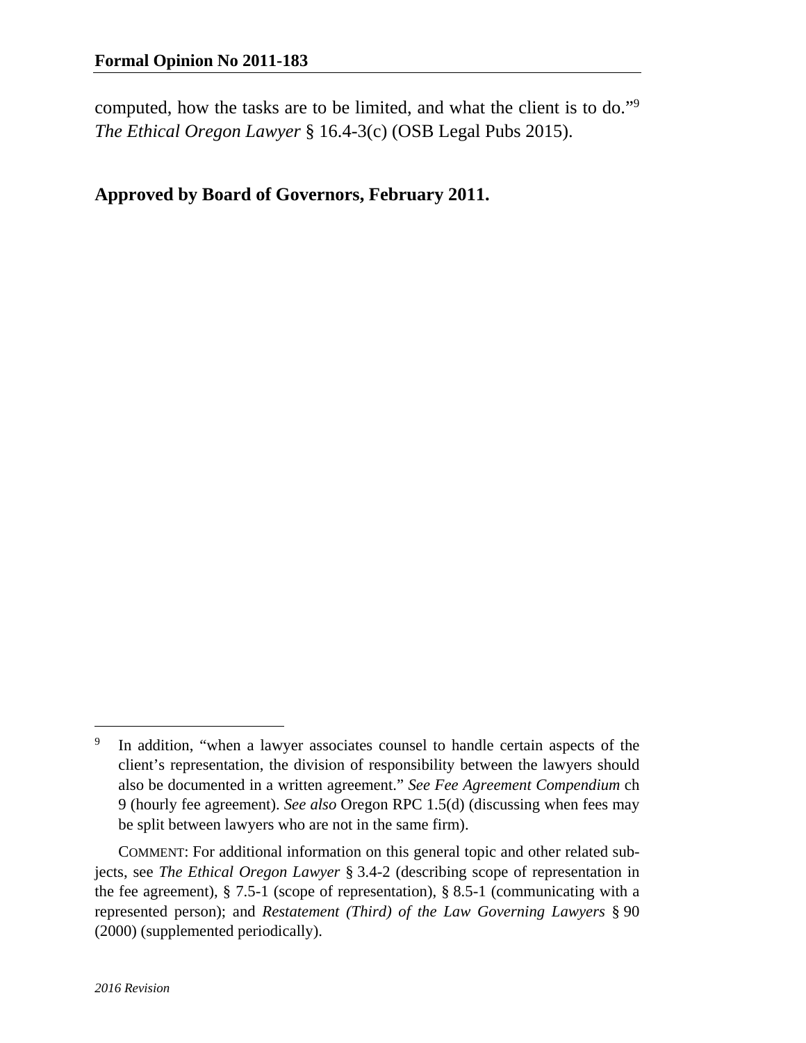computed, how the tasks are to be limited, and what the client is to do."[9] *The Ethical Oregon Lawyer* § 16.4-3(c) (OSB Legal Pubs 2015).

**Approved by Board of Governors, February 2011.**

---

[9] In addition, "when a lawyer associates counsel to handle certain aspects of the client's representation, the division of responsibility between the lawyers should also be documented in a written agreement." *See Fee Agreement Compendium* ch 9 (hourly fee agreement). *See also* Oregon RPC 1.5(d) (discussing when fees may be split between lawyers who are not in the same firm).

COMMENT: For additional information on this general topic and other related subjects, see *The Ethical Oregon Lawyer* § 3.4-2 (describing scope of representation in the fee agreement), § 7.5-1 (scope of representation), § 8.5-1 (communicating with a represented person); and *Restatement (Third) of the Law Governing Lawyers* § 90 (2000) (supplemented periodically).